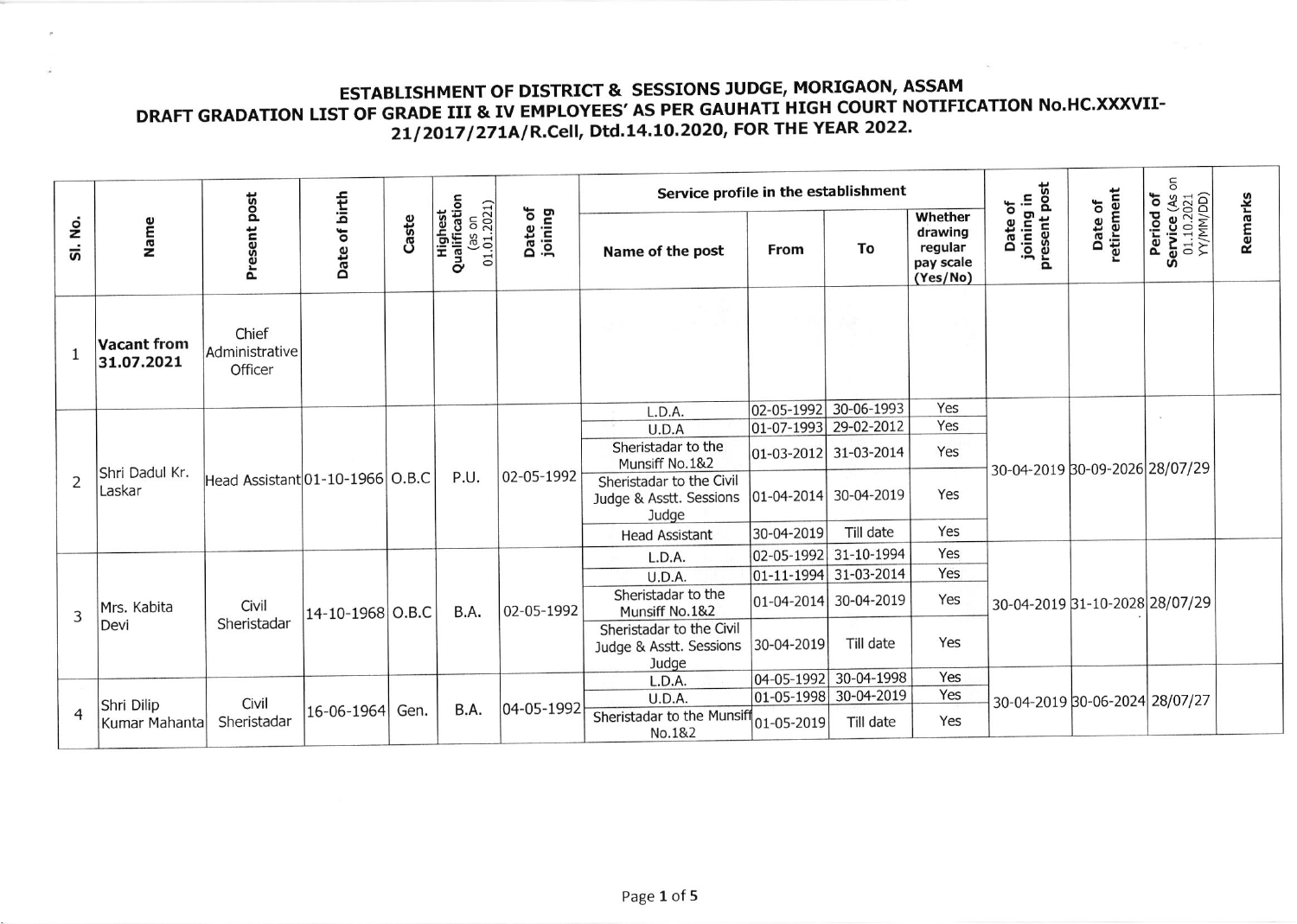# ESTABLISHMENT OF DISTRICT & SESSIONS JUDGE, MORIGAON, ASSAM

## DRAFT GRADATION LIST OF GRADE III & IV EMPLOYEES' AS PER GAUHATI HIGH COURT NOTIFICATION No.HC.XXXVII-21/2017/271A/R.Cell, Dtd.14.10.2020, FOR THE YEAR 2022.

| Sl. No. | Name | Present post | Date of birth | Caste | Highest Qualification (as on 01.01.2021) | Date of joining | Service profile in the establishment | | | | Date of joining in present post | Date of retirement | Period of Service (As on 01.10.2021 YY/MM/DD) | Remarks |
|---|---|---|---|---|---|---|---|---|---|---|---|---|---|---|
| | | | | | | | Name of the post | From | To | Whether drawing regular pay scale (Yes/No) | | | | |
| 1 | **Vacant from 31.07.2021** | Chief Administrative Officer | | | | | | | | | | | | |
| 2 | Shri Dadul Kr. Laskar | Head Assistant | 01-10-1966 | O.B.C | P.U. | 02-05-1992 | L.D.A. | 02-05-1992 | 30-06-1993 | Yes | 30-04-2019 | 30-09-2026 | 28/07/29 | |
| | | | | | | | U.D.A | 01-07-1993 | 29-02-2012 | Yes | | | | |
| | | | | | | | Sheristadar to the Munsiff No.1&2 | 01-03-2012 | 31-03-2014 | Yes | | | | |
| | | | | | | | Sheristadar to the Civil Judge & Asstt. Sessions Judge | 01-04-2014 | 30-04-2019 | Yes | | | | |
| | | | | | | | Head Assistant | 30-04-2019 | Till date | Yes | | | | |
| 3 | Mrs. Kabita Devi | Civil Sheristadar | 14-10-1968 | O.B.C | B.A. | 02-05-1992 | L.D.A. | 02-05-1992 | 31-10-1994 | Yes | 30-04-2019 | 31-10-2028 | 28/07/29 | |
| | | | | | | | U.D.A. | 01-11-1994 | 31-03-2014 | Yes | | | | |
| | | | | | | | Sheristadar to the Munsiff No.1&2 | 01-04-2014 | 30-04-2019 | Yes | | | | |
| | | | | | | | Sheristadar to the Civil Judge & Asstt. Sessions Judge | 30-04-2019 | Till date | Yes | | | | |
| 4 | Shri Dilip Kumar Mahanta | Civil Sheristadar | 16-06-1964 | Gen. | B.A. | 04-05-1992 | L.D.A. | 04-05-1992 | 30-04-1998 | Yes | 30-04-2019 | 30-06-2024 | 28/07/27 | |
| | | | | | | | U.D.A. | 01-05-1998 | 30-04-2019 | Yes | | | | |
| | | | | | | | Sheristadar to the Munsiff No.1&2 | 01-05-2019 | Till date | Yes | | | | |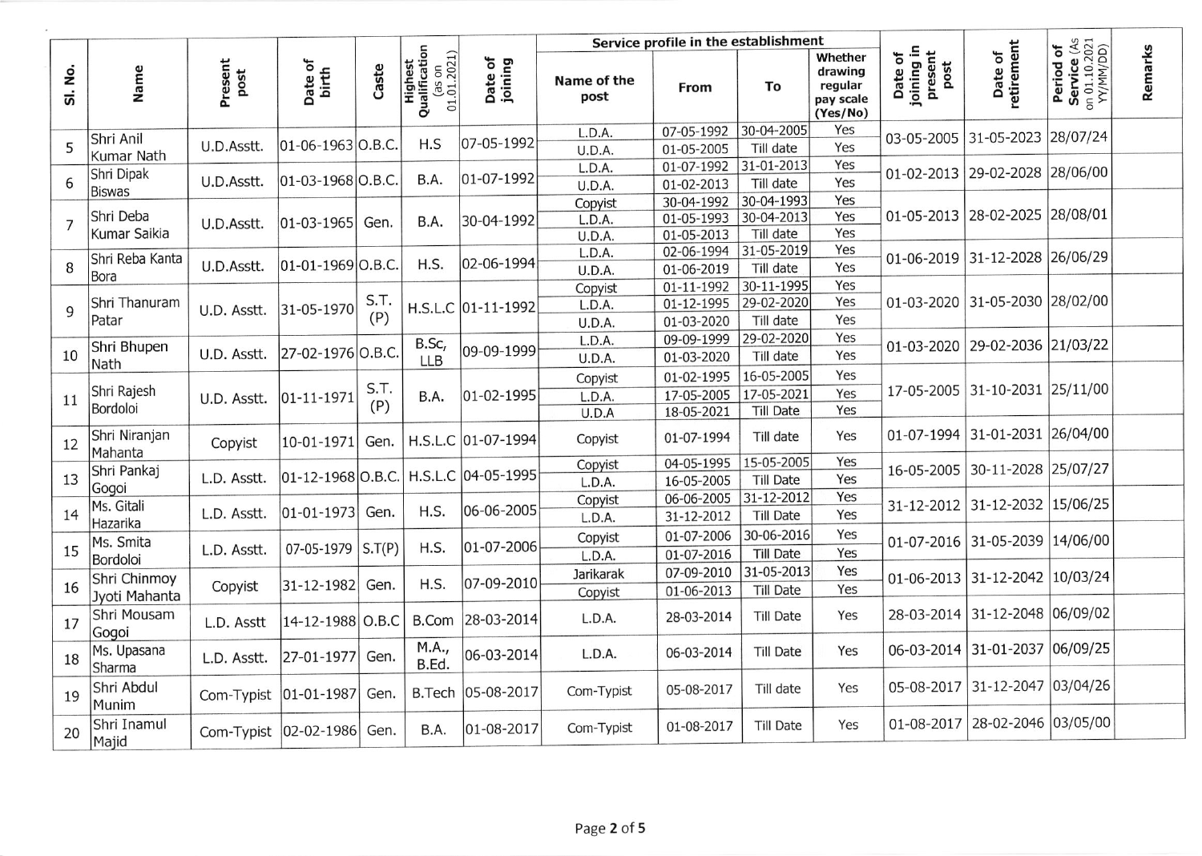| Sl. No. | Name | Present post | Date of birth | Caste | Highest Qualification (as on 01.01.2021) | Date of joining | Service profile in the establishment | | | | Date of joining in present post | Date of retirement | Period of Service (As on 01.10.2021 YY/MM/DD) | Remarks |
|---|---|---|---|---|---|---|---|---|---|---|---|---|---|---|
| | | | | | | | Name of the post | From | To | Whether drawing regular pay scale (Yes/No) | | | | |
| 5 | Shri Anil Kumar Nath | U.D.Asstt. | 01-06-1963 | O.B.C. | H.S | 07-05-1992 | L.D.A. | 07-05-1992 | 30-04-2005 | Yes | 03-05-2005 | 31-05-2023 | 28/07/24 | |
| | | | | | | | U.D.A. | 01-05-2005 | Till date | Yes | | | | |
| 6 | Shri Dipak Biswas | U.D.Asstt. | 01-03-1968 | O.B.C. | B.A. | 01-07-1992 | L.D.A. | 01-07-1992 | 31-01-2013 | Yes | 01-02-2013 | 29-02-2028 | 28/06/00 | |
| | | | | | | | U.D.A. | 01-02-2013 | Till date | Yes | | | | |
| 7 | Shri Deba Kumar Saikia | U.D.Asstt. | 01-03-1965 | Gen. | B.A. | 30-04-1992 | Copyist | 30-04-1992 | 30-04-1993 | Yes | 01-05-2013 | 28-02-2025 | 28/08/01 | |
| | | | | | | | L.D.A. | 01-05-1993 | 30-04-2013 | Yes | | | | |
| | | | | | | | U.D.A. | 01-05-2013 | Till date | Yes | | | | |
| 8 | Shri Reba Kanta Bora | U.D.Asstt. | 01-01-1969 | O.B.C. | H.S. | 02-06-1994 | L.D.A. | 02-06-1994 | 31-05-2019 | Yes | 01-06-2019 | 31-12-2028 | 26/06/29 | |
| | | | | | | | U.D.A. | 01-06-2019 | Till date | Yes | | | | |
| 9 | Shri Thanuram Patar | U.D. Asstt. | 31-05-1970 | S.T. (P) | H.S.L.C | 01-11-1992 | Copyist | 01-11-1992 | 30-11-1995 | Yes | 01-03-2020 | 31-05-2030 | 28/02/00 | |
| | | | | | | | L.D.A. | 01-12-1995 | 29-02-2020 | Yes | | | | |
| | | | | | | | U.D.A. | 01-03-2020 | Till date | Yes | | | | |
| 10 | Shri Bhupen Nath | U.D. Asstt. | 27-02-1976 | O.B.C. | B.Sc, LLB | 09-09-1999 | L.D.A. | 09-09-1999 | 29-02-2020 | Yes | 01-03-2020 | 29-02-2036 | 21/03/22 | |
| | | | | | | | U.D.A. | 01-03-2020 | Till date | Yes | | | | |
| 11 | Shri Rajesh Bordoloi | U.D. Asstt. | 01-11-1971 | S.T. (P) | B.A. | 01-02-1995 | Copyist | 01-02-1995 | 16-05-2005 | Yes | 17-05-2005 | 31-10-2031 | 25/11/00 | |
| | | | | | | | L.D.A. | 17-05-2005 | 17-05-2021 | Yes | | | | |
| | | | | | | | U.D.A | 18-05-2021 | Till Date | Yes | | | | |
| 12 | Shri Niranjan Mahanta | Copyist | 10-01-1971 | Gen. | H.S.L.C | 01-07-1994 | Copyist | 01-07-1994 | Till date | Yes | 01-07-1994 | 31-01-2031 | 26/04/00 | |
| 13 | Shri Pankaj Gogoi | L.D. Asstt. | 01-12-1968 | O.B.C. | H.S.L.C | 04-05-1995 | Copyist | 04-05-1995 | 15-05-2005 | Yes | 16-05-2005 | 30-11-2028 | 25/07/27 | |
| | | | | | | | L.D.A. | 16-05-2005 | Till Date | Yes | | | | |
| 14 | Ms. Gitali Hazarika | L.D. Asstt. | 01-01-1973 | Gen. | H.S. | 06-06-2005 | Copyist | 06-06-2005 | 31-12-2012 | Yes | 31-12-2012 | 31-12-2032 | 15/06/25 | |
| | | | | | | | L.D.A. | 31-12-2012 | Till Date | Yes | | | | |
| 15 | Ms. Smita Bordoloi | L.D. Asstt. | 07-05-1979 | S.T(P) | H.S. | 01-07-2006 | Copyist | 01-07-2006 | 30-06-2016 | Yes | 01-07-2016 | 31-05-2039 | 14/06/00 | |
| | | | | | | | L.D.A. | 01-07-2016 | Till Date | Yes | | | | |
| 16 | Shri Chinmoy Jyoti Mahanta | Copyist | 31-12-1982 | Gen. | H.S. | 07-09-2010 | Jarikarak | 07-09-2010 | 31-05-2013 | Yes | 01-06-2013 | 31-12-2042 | 10/03/24 | |
| | | | | | | | Copyist | 01-06-2013 | Till Date | Yes | | | | |
| 17 | Shri Mousam Gogoi | L.D. Asstt | 14-12-1988 | O.B.C | B.Com | 28-03-2014 | L.D.A. | 28-03-2014 | Till Date | Yes | 28-03-2014 | 31-12-2048 | 06/09/02 | |
| 18 | Ms. Upasana Sharma | L.D. Asstt. | 27-01-1977 | Gen. | M.A., B.Ed. | 06-03-2014 | L.D.A. | 06-03-2014 | Till Date | Yes | 06-03-2014 | 31-01-2037 | 06/09/25 | |
| 19 | Shri Abdul Munim | Com-Typist | 01-01-1987 | Gen. | B.Tech | 05-08-2017 | Com-Typist | 05-08-2017 | Till date | Yes | 05-08-2017 | 31-12-2047 | 03/04/26 | |
| 20 | Shri Inamul Majid | Com-Typist | 02-02-1986 | Gen. | B.A. | 01-08-2017 | Com-Typist | 01-08-2017 | Till Date | Yes | 01-08-2017 | 28-02-2046 | 03/05/00 | |